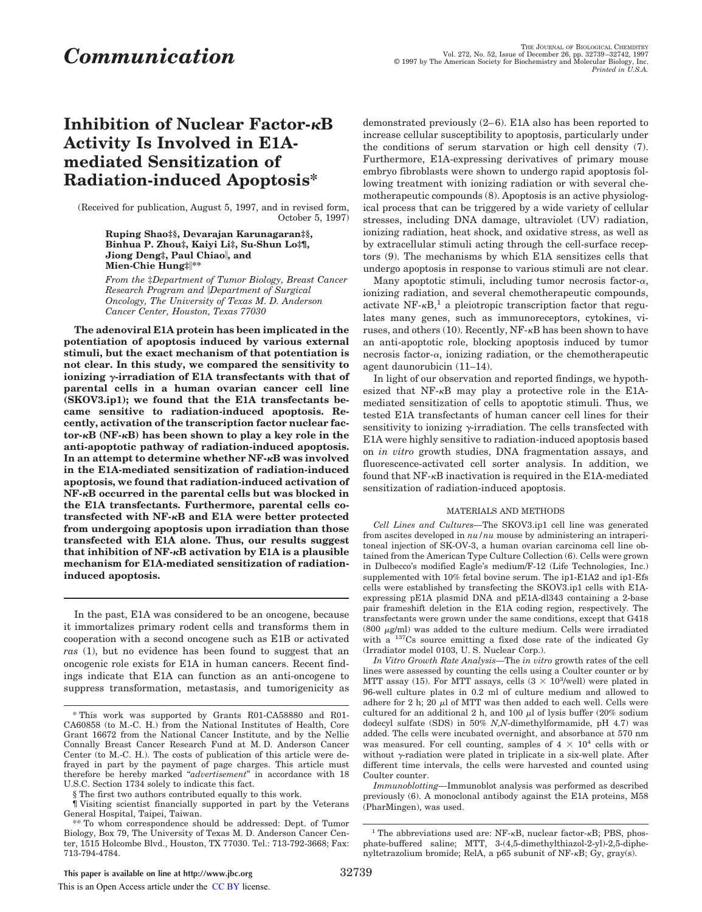# Communication

# Inhibition of Nuclear Factor-κB Activity Is Involved in E1A-mediated Sensitization of Radiation-induced Apoptosis*

(Received for publication, August 5, 1997, and in revised form, October 5, 1997)

**Ruping Shao‡§, Devarajan Karunagaran‡§, Binhua P. Zhou‡, Kaiyi Li‡, Su-Shun Lo‡¶, Jiong Deng‡, Paul Chiao‖, and Mien-Chie Hung‡‖****

*From the ‡Department of Tumor Biology, Breast Cancer Research Program and ‖Department of Surgical Oncology, The University of Texas M. D. Anderson Cancer Center, Houston, Texas 77030*

**The adenoviral E1A protein has been implicated in the potentiation of apoptosis induced by various external stimuli, but the exact mechanism of that potentiation is not clear. In this study, we compared the sensitivity to ionizing γ-irradiation of E1A transfectants with that of parental cells in a human ovarian cancer cell line (SKOV3.ip1); we found that the E1A transfectants became sensitive to radiation-induced apoptosis. Recently, activation of the transcription factor nuclear factor-κB (NF-κB) has been shown to play a key role in the anti-apoptotic pathway of radiation-induced apoptosis. In an attempt to determine whether NF-κB was involved in the E1A-mediated sensitization of radiation-induced apoptosis, we found that radiation-induced activation of NF-κB occurred in the parental cells but was blocked in the E1A transfectants. Furthermore, parental cells cotransfected with NF-κB and E1A were better protected from undergoing apoptosis upon irradiation than those transfected with E1A alone. Thus, our results suggest that inhibition of NF-κB activation by E1A is a plausible mechanism for E1A-mediated sensitization of radiation-induced apoptosis.**

In the past, E1A was considered to be an oncogene, because it immortalizes primary rodent cells and transforms them in cooperation with a second oncogene such as E1B or activated *ras* (1), but no evidence has been found to suggest that an oncogenic role exists for E1A in human cancers. Recent findings indicate that E1A can function as an anti-oncogene to suppress transformation, metastasis, and tumorigenicity as demonstrated previously (2–6). E1A also has been reported to increase cellular susceptibility to apoptosis, particularly under the conditions of serum starvation or high cell density (7). Furthermore, E1A-expressing derivatives of primary mouse embryo fibroblasts were shown to undergo rapid apoptosis following treatment with ionizing radiation or with several chemotherapeutic compounds (8). Apoptosis is an active physiological process that can be triggered by a wide variety of cellular stresses, including DNA damage, ultraviolet (UV) radiation, ionizing radiation, heat shock, and oxidative stress, as well as by extracellular stimuli acting through the cell-surface receptors (9). The mechanisms by which E1A sensitizes cells that undergo apoptosis in response to various stimuli are not clear.

Many apoptotic stimuli, including tumor necrosis factor-α, ionizing radiation, and several chemotherapeutic compounds, activate NF-κB,[1] a pleiotropic transcription factor that regulates many genes, such as immunoreceptors, cytokines, viruses, and others (10). Recently, NF-κB has been shown to have an anti-apoptotic role, blocking apoptosis induced by tumor necrosis factor-α, ionizing radiation, or the chemotherapeutic agent daunorubicin (11–14).

In light of our observation and reported findings, we hypothesized that NF-κB may play a protective role in the E1A-mediated sensitization of cells to apoptotic stimuli. Thus, we tested E1A transfectants of human cancer cell lines for their sensitivity to ionizing γ-irradiation. The cells transfected with E1A were highly sensitive to radiation-induced apoptosis based on *in vitro* growth studies, DNA fragmentation assays, and fluorescence-activated cell sorter analysis. In addition, we found that NF-κB inactivation is required in the E1A-mediated sensitization of radiation-induced apoptosis.

## MATERIALS AND METHODS

*Cell Lines and Cultures*—The SKOV3.ip1 cell line was generated from ascites developed in *nu/nu* mouse by administering an intraperitoneal injection of SK-OV-3, a human ovarian carcinoma cell line obtained from the American Type Culture Collection (6). Cells were grown in Dulbecco's modified Eagle's medium/F-12 (Life Technologies, Inc.) supplemented with 10% fetal bovine serum. The ip1-E1A2 and ip1-Efs cells were established by transfecting the SKOV3.ip1 cells with E1A-expressing pE1A plasmid DNA and pE1A-dl343 containing a 2-base pair frameshift deletion in the E1A coding region, respectively. The transfectants were grown under the same conditions, except that G418 (800 μg/ml) was added to the culture medium. Cells were irradiated with a $^{137}$Cs source emitting a fixed dose rate of the indicated Gy (Irradiator model 0103, U. S. Nuclear Corp.).

*In Vitro Growth Rate Analysis*—The *in vitro* growth rates of the cell lines were assessed by counting the cells using a Coulter counter or by MTT assay (15). For MTT assays, cells ($3 \times 10^3$/well) were plated in 96-well culture plates in 0.2 ml of culture medium and allowed to adhere for 2 h; 20 μl of MTT was then added to each well. Cells were cultured for an additional 2 h, and 100 μl of lysis buffer (20% sodium dodecyl sulfate (SDS) in 50% *N,N*-dimethylformamide, pH 4.7) was added. The cells were incubated overnight, and absorbance at 570 nm was measured. For cell counting, samples of $4 \times 10^4$ cells with or without γ-radiation were plated in triplicate in a six-well plate. After different time intervals, the cells were harvested and counted using Coulter counter.

*Immunoblotting*—Immunoblot analysis was performed as described previously (6). A monoclonal antibody against the E1A proteins, M58 (PharMingen), was used.

---

\* This work was supported by Grants R01-CA58880 and R01-CA60858 (to M.-C. H.) from the National Institutes of Health, Core Grant 16672 from the National Cancer Institute, and by the Nellie Connally Breast Cancer Research Fund at M. D. Anderson Cancer Center (to M.-C. H.). The costs of publication of this article were defrayed in part by the payment of page charges. This article must therefore be hereby marked "*advertisement*" in accordance with 18 U.S.C. Section 1734 solely to indicate this fact.

§ The first two authors contributed equally to this work.

¶ Visiting scientist financially supported in part by the Veterans General Hospital, Taipei, Taiwan.

** To whom correspondence should be addressed: Dept. of Tumor Biology, Box 79, The University of Texas M. D. Anderson Cancer Center, 1515 Holcombe Blvd., Houston, TX 77030. Tel.: 713-792-3668; Fax: 713-794-4784.

[1] The abbreviations used are: NF-κB, nuclear factor-κB; PBS, phosphate-buffered saline; MTT, 3-(4,5-dimethylthiazol-2-yl)-2,5-diphenyltetrazolium bromide; RelA, a p65 subunit of NF-κB; Gy, gray(s).

This paper is available on line at http://www.jbc.org

This is an Open Access article under the CC BY license.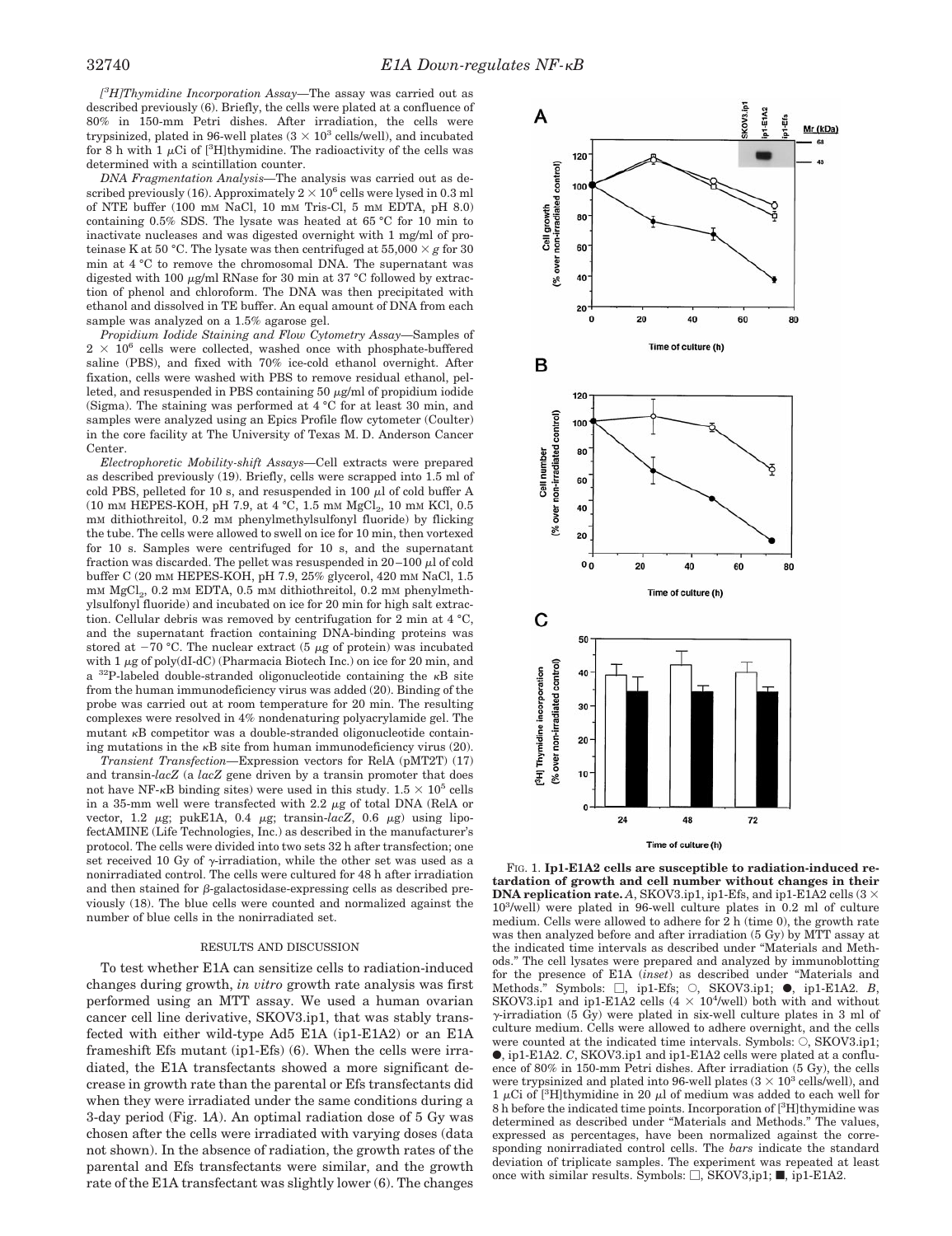*[$^3$H]Thymidine Incorporation Assay*—The assay was carried out as described previously (6). Briefly, the cells were plated at a confluence of 80% in 150-mm Petri dishes. After irradiation, the cells were trypsinized, plated in 96-well plates ($3 \times 10^3$ cells/well), and incubated for 8 h with 1 $\mu$Ci of [$^3$H]thymidine. The radioactivity of the cells was determined with a scintillation counter.

*DNA Fragmentation Analysis*—The analysis was carried out as described previously (16). Approximately $2 \times 10^6$ cells were lysed in 0.3 ml of NTE buffer (100 mM NaCl, 10 mM Tris-Cl, 5 mM EDTA, pH 8.0) containing 0.5% SDS. The lysate was heated at 65 °C for 10 min to inactivate nucleases and was digested overnight with 1 mg/ml of proteinase K at 50 °C. The lysate was then centrifuged at $55,000 \times g$ for 30 min at 4 °C to remove the chromosomal DNA. The supernatant was digested with 100 $\mu$g/ml RNase for 30 min at 37 °C followed by extraction of phenol and chloroform. The DNA was then precipitated with ethanol and dissolved in TE buffer. An equal amount of DNA from each sample was analyzed on a 1.5% agarose gel.

*Propidium Iodide Staining and Flow Cytometry Assay*—Samples of $2 \times 10^6$ cells were collected, washed once with phosphate-buffered saline (PBS), and fixed with 70% ice-cold ethanol overnight. After fixation, cells were washed with PBS to remove residual ethanol, pelleted, and resuspended in PBS containing 50 $\mu$g/ml of propidium iodide (Sigma). The staining was performed at 4 °C for at least 30 min, and samples were analyzed using an Epics Profile flow cytometer (Coulter) in the core facility at The University of Texas M. D. Anderson Cancer Center.

*Electrophoretic Mobility-shift Assays*—Cell extracts were prepared as described previously (19). Briefly, cells were scrapped into 1.5 ml of cold PBS, pelleted for 10 s, and resuspended in 100 $\mu$l of cold buffer A (10 mM HEPES-KOH, pH 7.9, at 4 °C, 1.5 mM $MgCl_2$, 10 mM KCl, 0.5 mM dithiothreitol, 0.2 mM phenylmethylsulfonyl fluoride) by flicking the tube. The cells were allowed to swell on ice for 10 min, then vortexed for 10 s. Samples were centrifuged for 10 s, and the supernatant fraction was discarded. The pellet was resuspended in 20–100 $\mu$l of cold buffer C (20 mM HEPES-KOH, pH 7.9, 25% glycerol, 420 mM NaCl, 1.5 mM $MgCl_2$, 0.2 mM EDTA, 0.5 mM dithiothreitol, 0.2 mM phenylmethylsulfonyl fluoride) and incubated on ice for 20 min for high salt extraction. Cellular debris was removed by centrifugation for 2 min at 4 °C, and the supernatant fraction containing DNA-binding proteins was stored at −70 °C. The nuclear extract (5 $\mu$g of protein) was incubated with 1 $\mu$g of poly(dI-dC) (Pharmacia Biotech Inc.) on ice for 20 min, and a $^{32}$P-labeled double-stranded oligonucleotide containing the $\kappa$B site from the human immunodeficiency virus was added (20). Binding of the probe was carried out at room temperature for 20 min. The resulting complexes were resolved in 4% nondenaturing polyacrylamide gel. The mutant $\kappa$B competitor was a double-stranded oligonucleotide containing mutations in the $\kappa$B site from human immunodeficiency virus (20).

*Transient Transfection*—Expression vectors for RelA (pMT2T) (17) and transin-*lacZ* (a *lacZ* gene driven by a transin promoter that does not have NF-$\kappa$B binding sites) were used in this study. $1.5 \times 10^5$ cells in a 35-mm well were transfected with 2.2 $\mu$g of total DNA (RelA or vector, 1.2 $\mu$g; pukE1A, 0.4 $\mu$g; transin-*lacZ*, 0.6 $\mu$g) using lipofectAMINE (Life Technologies, Inc.) as described in the manufacturer's protocol. The cells were divided into two sets 32 h after transfection; one set received 10 Gy of $\gamma$-irradiation, while the other set was used as a nonirradiated control. The cells were cultured for 48 h after irradiation and then stained for $\beta$-galactosidase-expressing cells as described previously (18). The blue cells were counted and normalized against the number of blue cells in the nonirradiated set.

## RESULTS AND DISCUSSION

To test whether E1A can sensitize cells to radiation-induced changes during growth, *in vitro* growth rate analysis was first performed using an MTT assay. We used a human ovarian cancer cell line derivative, SKOV3.ip1, that was stably transfected with either wild-type Ad5 E1A (ip1-E1A2) or an E1A frameshift Efs mutant (ip1-Efs) (6). When the cells were irradiated, the E1A transfectants showed a more significant decrease in growth rate than the parental or Efs transfectants did when they were irradiated under the same conditions during a 3-day period (Fig. 1*A*). An optimal radiation dose of 5 Gy was chosen after the cells were irradiated with varying doses (data not shown). In the absence of radiation, the growth rates of the parental and Efs transfectants were similar, and the growth rate of the E1A transfectant was slightly lower (6). The changes

FIG. 1. **Ip1-E1A2 cells are susceptible to radiation-induced retardation of growth and cell number without changes in their DNA replication rate.** *A*, SKOV3.ip1, ip1-Efs, and ip1-E1A2 cells ($3 \times 10^3$/well) were plated in 96-well culture plates in 0.2 ml of culture medium. Cells were allowed to adhere for 2 h (time 0), the growth rate was then analyzed before and after irradiation (5 Gy) by MTT assay at the indicated time intervals as described under "Materials and Methods." The cell lysates were prepared and analyzed by immunoblotting for the presence of E1A (*inset*) as described under "Materials and Methods." Symbols: □, ip1-Efs; ○, SKOV3.ip1; ●, ip1-E1A2. *B*, SKOV3.ip1 and ip1-E1A2 cells ($4 \times 10^4$/well) both with and without $\gamma$-irradiation (5 Gy) were plated in six-well culture plates in 3 ml of culture medium. Cells were allowed to adhere overnight, and the cells were counted at the indicated time intervals. Symbols: ○, SKOV3.ip1; ●, ip1-E1A2. *C*, SKOV3.ip1 and ip1-E1A2 cells were plated at a confluence of 80% in 150-mm Petri dishes. After irradiation (5 Gy), the cells were trypsinized and plated into 96-well plates ($3 \times 10^3$ cells/well), and 1 $\mu$Ci of [$^3$H]thymidine in 20 $\mu$l of medium was added to each well for 8 h before the indicated time points. Incorporation of [$^3$H]thymidine was determined as described under "Materials and Methods." The values, expressed as percentages, have been normalized against the corresponding nonirradiated control cells. The *bars* indicate the standard deviation of triplicate samples. The experiment was repeated at least once with similar results. Symbols: □, SKOV3,ip1; ■, ip1-E1A2.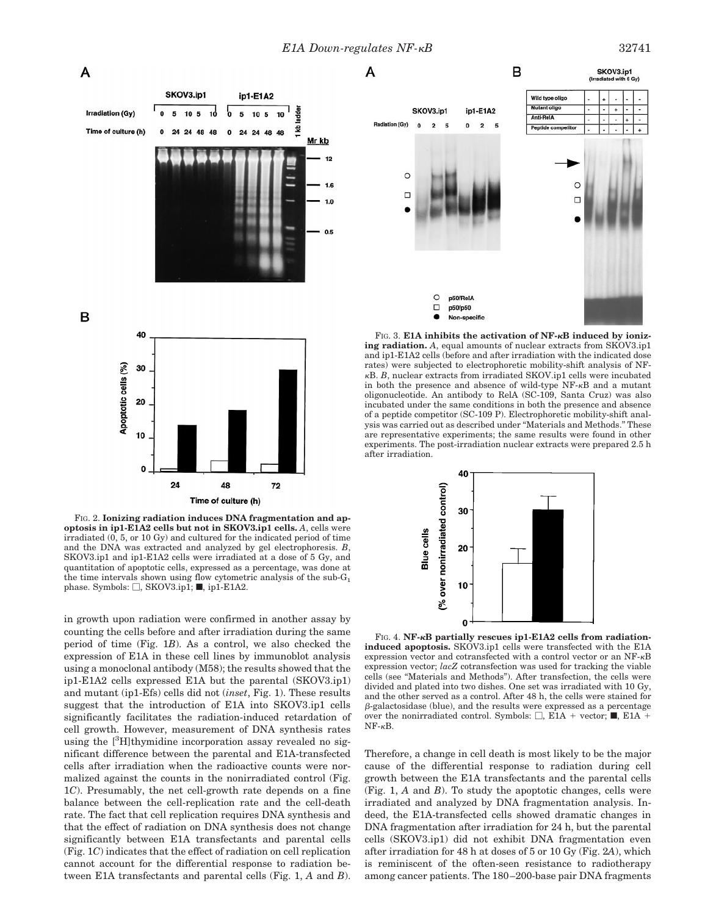FIG. 2. **Ionizing radiation induces DNA fragmentation and apoptosis in ip1-E1A2 cells but not in SKOV3.ip1 cells.** *A*, cells were irradiated (0, 5, or 10 Gy) and cultured for the indicated period of time and the DNA was extracted and analyzed by gel electrophoresis. *B*, SKOV3.ip1 and ip1-E1A2 cells were irradiated at a dose of 5 Gy, and quantitation of apoptotic cells, expressed as a percentage, was done at the time intervals shown using flow cytometric analysis of the sub-$G_1$ phase. Symbols: □, SKOV3.ip1; ■, ip1-E1A2.

in growth upon radiation were confirmed in another assay by counting the cells before and after irradiation during the same period of time (Fig. 1*B*). As a control, we also checked the expression of E1A in these cell lines by immunoblot analysis using a monoclonal antibody (M58); the results showed that the ip1-E1A2 cells expressed E1A but the parental (SKOV3.ip1) and mutant (ip1-Efs) cells did not (*inset*, Fig. 1). These results suggest that the introduction of E1A into SKOV3.ip1 cells significantly facilitates the radiation-induced retardation of cell growth. However, measurement of DNA synthesis rates using the [$^3$H]thymidine incorporation assay revealed no significant difference between the parental and E1A-transfected cells after irradiation when the radioactive counts were normalized against the counts in the nonirradiated control (Fig. 1*C*). Presumably, the net cell-growth rate depends on a fine balance between the cell-replication rate and the cell-death rate. The fact that cell replication requires DNA synthesis and that the effect of radiation on DNA synthesis does not change significantly between E1A transfectants and parental cells (Fig. 1*C*) indicates that the effect of radiation on cell replication cannot account for the differential response to radiation between E1A transfectants and parental cells (Fig. 1, *A* and *B*).

FIG. 3. **E1A inhibits the activation of NF-κB induced by ionizing radiation.** *A*, equal amounts of nuclear extracts from SKOV3.ip1 and ip1-E1A2 cells (before and after irradiation with the indicated dose rates) were subjected to electrophoretic mobility-shift analysis of NF-κB. *B*, nuclear extracts from irradiated SKOV.ip1 cells were incubated in both the presence and absence of wild-type NF-κB and a mutant oligonucleotide. An antibody to RelA (SC-109, Santa Cruz) was also incubated under the same conditions in both the presence and absence of a peptide competitor (SC-109 P). Electrophoretic mobility-shift analysis was carried out as described under "Materials and Methods." These are representative experiments; the same results were found in other experiments. The post-irradiation nuclear extracts were prepared 2.5 h after irradiation.

FIG. 4. **NF-κB partially rescues ip1-E1A2 cells from radiation-induced apoptosis.** SKOV3.ip1 cells were transfected with the E1A expression vector and cotransfected with a control vector or an NF-κB expression vector; *lacZ* cotransfection was used for tracking the viable cells (see "Materials and Methods"). After transfection, the cells were divided and plated into two dishes. One set was irradiated with 10 Gy, and the other served as a control. After 48 h, the cells were stained for β-galactosidase (blue), and the results were expressed as a percentage over the nonirradiated control. Symbols: □, E1A + vector; ■, E1A + NF-κB.

Therefore, a change in cell death is most likely to be the major cause of the differential response to radiation during cell growth between the E1A transfectants and the parental cells (Fig. 1, *A* and *B*). To study the apoptotic changes, cells were irradiated and analyzed by DNA fragmentation analysis. Indeed, the E1A-transfected cells showed dramatic changes in DNA fragmentation after irradiation for 24 h, but the parental cells (SKOV3.ip1) did not exhibit DNA fragmentation even after irradiation for 48 h at doses of 5 or 10 Gy (Fig. 2*A*), which is reminiscent of the often-seen resistance to radiotherapy among cancer patients. The 180–200-base pair DNA fragments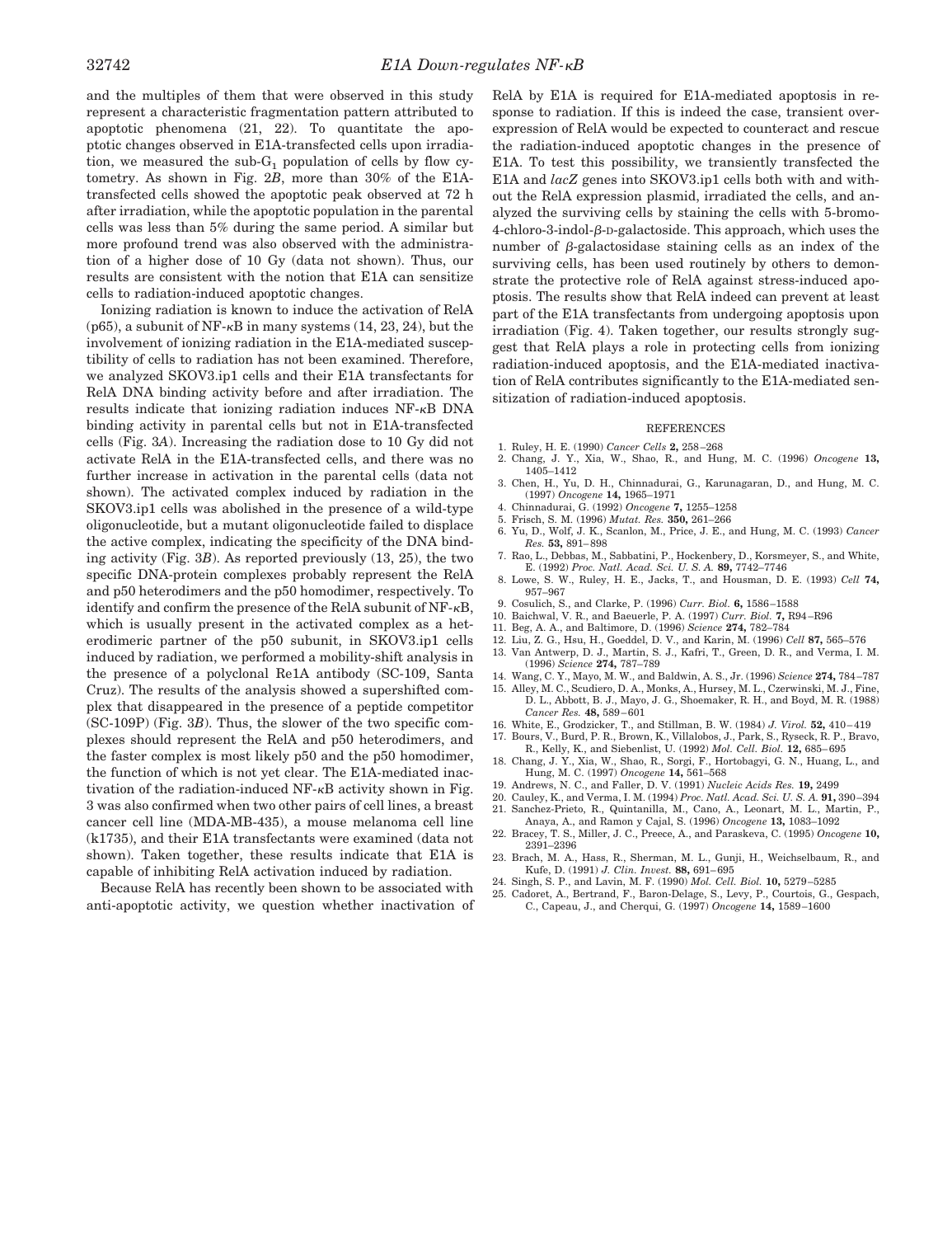and the multiples of them that were observed in this study represent a characteristic fragmentation pattern attributed to apoptotic phenomena (21, 22). To quantitate the apoptotic changes observed in E1A-transfected cells upon irradiation, we measured the sub-$G_1$ population of cells by flow cytometry. As shown in Fig. 2*B*, more than 30% of the E1A-transfected cells showed the apoptotic peak observed at 72 h after irradiation, while the apoptotic population in the parental cells was less than 5% during the same period. A similar but more profound trend was also observed with the administration of a higher dose of 10 Gy (data not shown). Thus, our results are consistent with the notion that E1A can sensitize cells to radiation-induced apoptotic changes.

Ionizing radiation is known to induce the activation of RelA (p65), a subunit of NF-κB in many systems (14, 23, 24), but the involvement of ionizing radiation in the E1A-mediated susceptibility of cells to radiation has not been examined. Therefore, we analyzed SKOV3.ip1 cells and their E1A transfectants for RelA DNA binding activity before and after irradiation. The results indicate that ionizing radiation induces NF-κB DNA binding activity in parental cells but not in E1A-transfected cells (Fig. 3*A*). Increasing the radiation dose to 10 Gy did not activate RelA in the E1A-transfected cells, and there was no further increase in activation in the parental cells (data not shown). The activated complex induced by radiation in the SKOV3.ip1 cells was abolished in the presence of a wild-type oligonucleotide, but a mutant oligonucleotide failed to displace the active complex, indicating the specificity of the DNA binding activity (Fig. 3*B*). As reported previously (13, 25), the two specific DNA-protein complexes probably represent the RelA and p50 heterodimers and the p50 homodimer, respectively. To identify and confirm the presence of the RelA subunit of NF-κB, which is usually present in the activated complex as a heterodimeric partner of the p50 subunit, in SKOV3.ip1 cells induced by radiation, we performed a mobility-shift analysis in the presence of a polyclonal Re1A antibody (SC-109, Santa Cruz). The results of the analysis showed a supershifted complex that disappeared in the presence of a peptide competitor (SC-109P) (Fig. 3*B*). Thus, the slower of the two specific complexes should represent the RelA and p50 heterodimers, and the faster complex is most likely p50 and the p50 homodimer, the function of which is not yet clear. The E1A-mediated inactivation of the radiation-induced NF-κB activity shown in Fig. 3 was also confirmed when two other pairs of cell lines, a breast cancer cell line (MDA-MB-435), a mouse melanoma cell line (k1735), and their E1A transfectants were examined (data not shown). Taken together, these results indicate that E1A is capable of inhibiting RelA activation induced by radiation.

Because RelA has recently been shown to be associated with anti-apoptotic activity, we question whether inactivation of RelA by E1A is required for E1A-mediated apoptosis in response to radiation. If this is indeed the case, transient overexpression of RelA would be expected to counteract and rescue the radiation-induced apoptotic changes in the presence of E1A. To test this possibility, we transiently transfected the E1A and *lacZ* genes into SKOV3.ip1 cells both with and without the RelA expression plasmid, irradiated the cells, and analyzed the surviving cells by staining the cells with 5-bromo-4-chloro-3-indol-β-D-galactoside. This approach, which uses the number of β-galactosidase staining cells as an index of the surviving cells, has been used routinely by others to demonstrate the protective role of RelA against stress-induced apoptosis. The results show that RelA indeed can prevent at least part of the E1A transfectants from undergoing apoptosis upon irradiation (Fig. 4). Taken together, our results strongly suggest that RelA plays a role in protecting cells from ionizing radiation-induced apoptosis, and the E1A-mediated inactivation of RelA contributes significantly to the E1A-mediated sensitization of radiation-induced apoptosis.

## REFERENCES

1. Ruley, H. E. (1990) *Cancer Cells* **2,** 258–268
2. Chang, J. Y., Xia, W., Shao, R., and Hung, M. C. (1996) *Oncogene* **13,** 1405–1412
3. Chen, H., Yu, D. H., Chinnadurai, G., Karunagaran, D., and Hung, M. C. (1997) *Oncogene* **14,** 1965–1971
4. Chinnadurai, G. (1992) *Oncogene* **7,** 1255–1258
5. Frisch, S. M. (1996) *Mutat. Res.* **350,** 261–266
6. Yu, D., Wolf, J. K., Scanlon, M., Price, J. E., and Hung, M. C. (1993) *Cancer Res.* **53,** 891–898
7. Rao, L., Debbas, M., Sabbatini, P., Hockenbery, D., Korsmeyer, S., and White, E. (1992) *Proc. Natl. Acad. Sci. U. S. A.* **89,** 7742–7746
8. Lowe, S. W., Ruley, H. E., Jacks, T., and Housman, D. E. (1993) *Cell* **74,** 957–967
9. Cosulich, S., and Clarke, P. (1996) *Curr. Biol.* **6,** 1586–1588
10. Baichwal, V. R., and Baeuerle, P. A. (1997) *Curr. Biol.* **7,** R94–R96
11. Beg, A. A., and Baltimore, D. (1996) *Science* **274,** 782–784
12. Liu, Z. G., Hsu, H., Goeddel, D. V., and Karin, M. (1996) *Cell* **87,** 565–576
13. Van Antwerp, D. J., Martin, S. J., Kafri, T., Green, D. R., and Verma, I. M. (1996) *Science* **274,** 787–789
14. Wang, C. Y., Mayo, M. W., and Baldwin, A. S., Jr. (1996) *Science* **274,** 784–787
15. Alley, M. C., Scudiero, D. A., Monks, A., Hursey, M. L., Czerwinski, M. J., Fine, D. L., Abbott, B. J., Mayo, J. G., Shoemaker, R. H., and Boyd, M. R. (1988) *Cancer Res.* **48,** 589–601
16. White, E., Grodzicker, T., and Stillman, B. W. (1984) *J. Virol.* **52,** 410–419
17. Bours, V., Burd, P. R., Brown, K., Villalobos, J., Park, S., Ryseck, R. P., Bravo, R., Kelly, K., and Siebenlist, U. (1992) *Mol. Cell. Biol.* **12,** 685–695
18. Chang, J. Y., Xia, W., Shao, R., Sorgi, F., Hortobagyi, G. N., Huang, L., and Hung, M. C. (1997) *Oncogene* **14,** 561–568
19. Andrews, N. C., and Faller, D. V. (1991) *Nucleic Acids Res.* **19,** 2499
20. Cauley, K., and Verma, I. M. (1994) *Proc. Natl. Acad. Sci. U. S. A.* **91,** 390–394
21. Sanchez-Prieto, R., Quintanilla, M., Cano, A., Leonart, M. L., Martin, P., Anaya, A., and Ramon y Cajal, S. (1996) *Oncogene* **13,** 1083–1092
22. Bracey, T. S., Miller, J. C., Preece, A., and Paraskeva, C. (1995) *Oncogene* **10,** 2391–2396
23. Brach, M. A., Hass, R., Sherman, M. L., Gunji, H., Weichselbaum, R., and Kufe, D. (1991) *J. Clin. Invest.* **88,** 691–695
24. Singh, S. P., and Lavin, M. F. (1990) *Mol. Cell. Biol.* **10,** 5279–5285
25. Cadoret, A., Bertrand, F., Baron-Delage, S., Levy, P., Courtois, G., Gespach, C., Capeau, J., and Cherqui, G. (1997) *Oncogene* **14,** 1589–1600